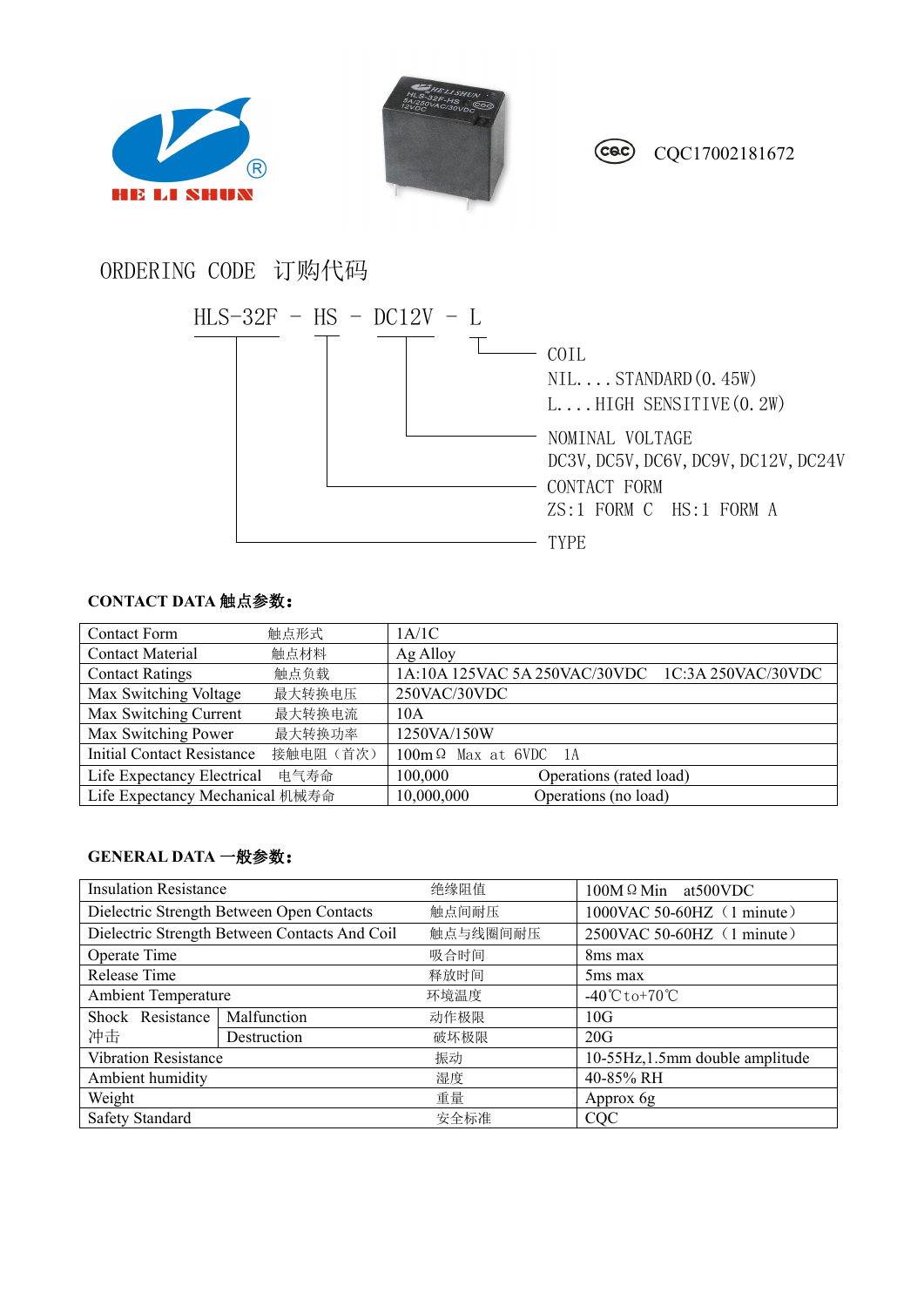HE LI SHUN

CQC17002181672

## ORDERING CODE 订购代码

HLS-32F - HS - DC12V - L

- COIL
  - NIL....STANDARD(0.45W)
  - L....HIGH SENSITIVE(0.2W)
- NOMINAL VOLTAGE
  - DC3V,DC5V,DC6V,DC9V,DC12V,DC24V
- CONTACT FORM
  - ZS:1 FORM C  HS:1 FORM A
- TYPE

### CONTACT DATA 触点参数：

| | | |
|---|---|---|
| Contact Form | 触点形式 | 1A/1C |
| Contact Material | 触点材料 | Ag Alloy |
| Contact Ratings | 触点负载 | 1A:10A 125VAC 5A 250VAC/30VDC  1C:3A 250VAC/30VDC |
| Max Switching Voltage | 最大转换电压 | 250VAC/30VDC |
| Max Switching Current | 最大转换电流 | 10A |
| Max Switching Power | 最大转换功率 | 1250VA/150W |
| Initial Contact Resistance | 接触电阻（首次） | 100mΩ Max at 6VDC 1A |
| Life Expectancy Electrical | 电气寿命 | 100,000 Operations (rated load) |
| Life Expectancy Mechanical | 机械寿命 | 10,000,000 Operations (no load) |

### GENERAL DATA 一般参数：

| | | | |
|---|---|---|---|
| Insulation Resistance | | 绝缘阻值 | 100MΩ Min at500VDC |
| Dielectric Strength Between Open Contacts | | 触点间耐压 | 1000VAC 50-60HZ（1 minute） |
| Dielectric Strength Between Contacts And Coil | | 触点与线圈间耐压 | 2500VAC 50-60HZ（1 minute） |
| Operate Time | | 吸合时间 | 8ms max |
| Release Time | | 释放时间 | 5ms max |
| Ambient Temperature | | 环境温度 | -40℃to+70℃ |
| Shock Resistance 冲击 | Malfunction | 动作极限 | 10G |
| | Destruction | 破坏极限 | 20G |
| Vibration Resistance | | 振动 | 10-55Hz,1.5mm double amplitude |
| Ambient humidity | | 湿度 | 40-85% RH |
| Weight | | 重量 | Approx 6g |
| Safety Standard | | 安全标准 | CQC |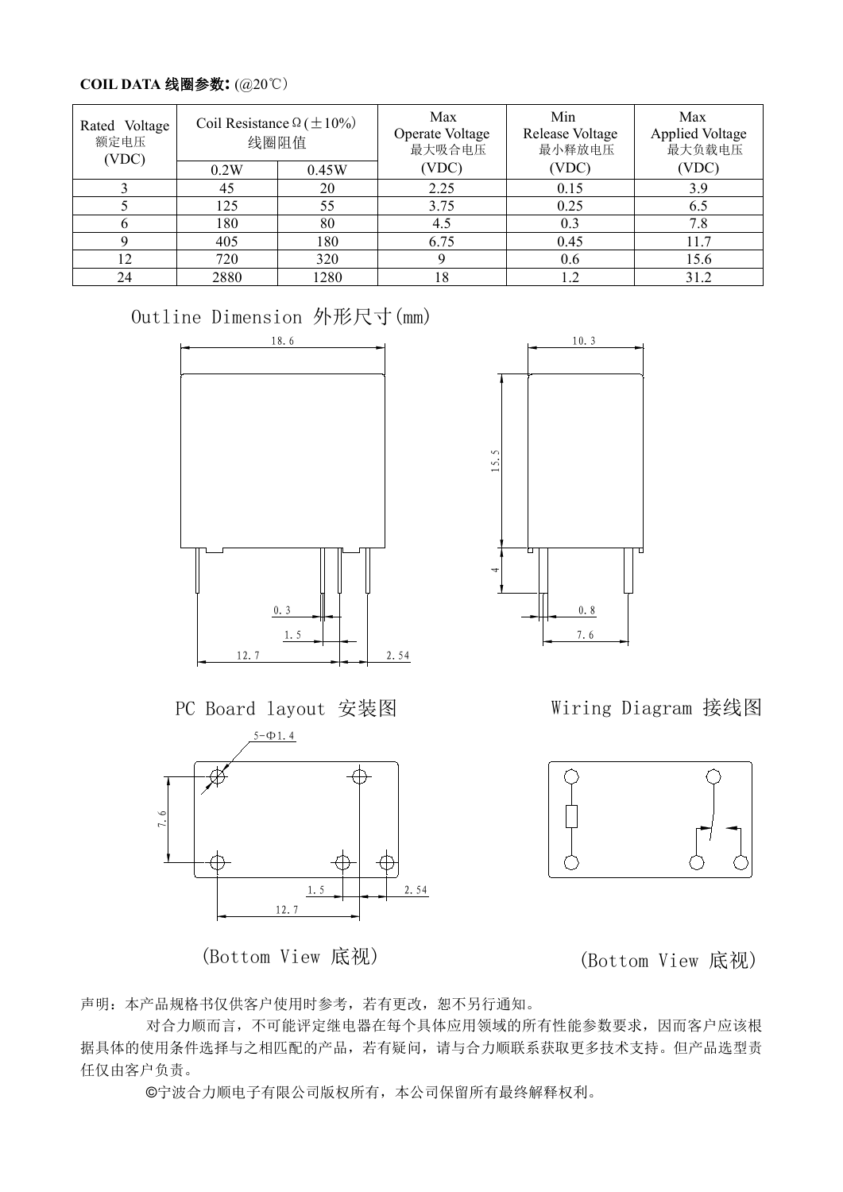**COIL DATA 线圈参数: (@20℃)**

| Rated Voltage 额定电压 (VDC) | Coil Resistance Ω(±10%) 线圈阻值 | | Max Operate Voltage 最大吸合电压 (VDC) | Min Release Voltage 最小释放电压 (VDC) | Max Applied Voltage 最大负载电压 (VDC) |
|---|---|---|---|---|---|
| | 0.2W | 0.45W | | | |
| 3 | 45 | 20 | 2.25 | 0.15 | 3.9 |
| 5 | 125 | 55 | 3.75 | 0.25 | 6.5 |
| 6 | 180 | 80 | 4.5 | 0.3 | 7.8 |
| 9 | 405 | 180 | 6.75 | 0.45 | 11.7 |
| 12 | 720 | 320 | 9 | 0.6 | 15.6 |
| 24 | 2880 | 1280 | 18 | 1.2 | 31.2 |

## Outline Dimension 外形尺寸(mm)

18.6
10.3
15.5
4
0.3
1.5
12.7
2.54
0.8
7.6

## PC Board layout 安装图

5-Φ1.4
7.6
1.5
2.54
12.7

(Bottom View 底视)

## Wiring Diagram 接线图

(Bottom View 底视)

声明：本产品规格书仅供客户使用时参考，若有更改，恕不另行通知。

对合力顺而言，不可能评定继电器在每个具体应用领域的所有性能参数要求，因而客户应该根据具体的使用条件选择与之相匹配的产品，若有疑问，请与合力顺联系获取更多技术支持。但产品选型责任仅由客户负责。

©宁波合力顺电子有限公司版权所有，本公司保留所有最终解释权利。